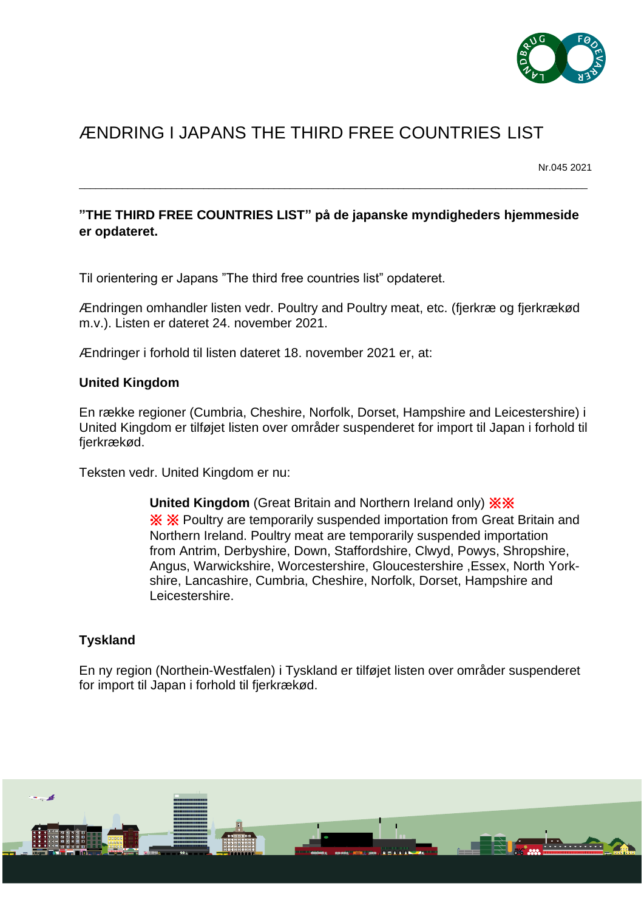# ÆNDRING I JAPANS THE THIRD FREE COUNTRIES LIST

Nr.045 2021

---

**"THE THIRD FREE COUNTRIES LIST" på de japanske myndigheders hjemmeside er opdateret.**

Til orientering er Japans "The third free countries list" opdateret.

Ændringen omhandler listen vedr. Poultry and Poultry meat, etc. (fjerkræ og fjerkrækød m.v.). Listen er dateret 24. november 2021.

Ændringer i forhold til listen dateret 18. november 2021 er, at:

**United Kingdom**

En række regioner (Cumbria, Cheshire, Norfolk, Dorset, Hampshire and Leicestershire) i United Kingdom er tilføjet listen over områder suspenderet for import til Japan i forhold til fjerkrækød.

Teksten vedr. United Kingdom er nu:

> **United Kingdom** (Great Britain and Northern Ireland only) ※※
> ※ ※ Poultry are temporarily suspended importation from Great Britain and Northern Ireland. Poultry meat are temporarily suspended importation from Antrim, Derbyshire, Down, Staffordshire, Clwyd, Powys, Shropshire, Angus, Warwickshire, Worcestershire, Gloucestershire ,Essex, North York-shire, Lancashire, Cumbria, Cheshire, Norfolk, Dorset, Hampshire and Leicestershire.

**Tyskland**

En ny region (Northein-Westfalen) i Tyskland er tilføjet listen over områder suspenderet for import til Japan i forhold til fjerkrækød.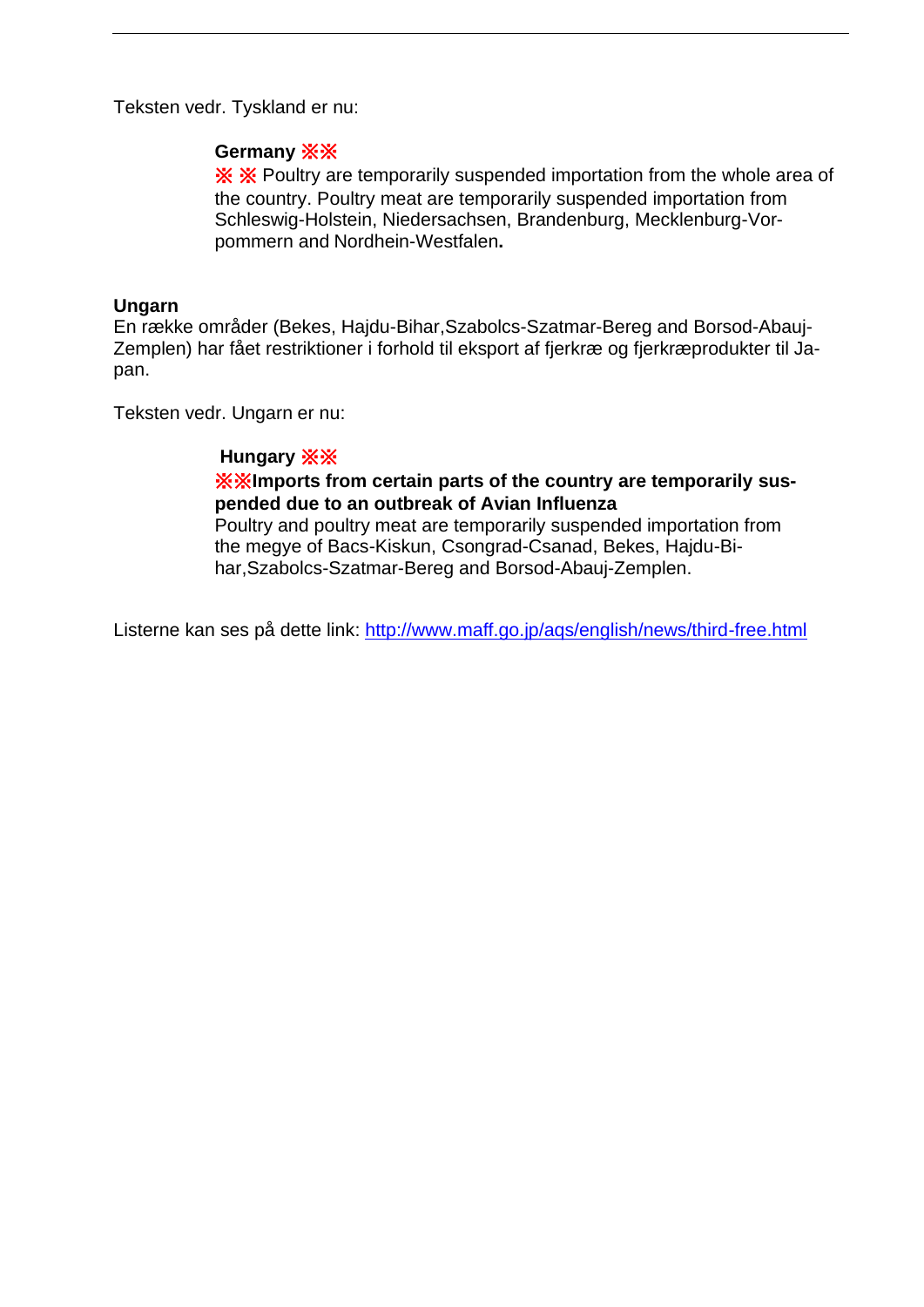Teksten vedr. Tyskland er nu:

> **Germany ※※**
> ※ ※ Poultry are temporarily suspended importation from the whole area of the country. Poultry meat are temporarily suspended importation from Schleswig-Holstein, Niedersachsen, Brandenburg, Mecklenburg-Vorpommern and Nordhein-Westfalen**.**

**Ungarn**
En række områder (Bekes, Hajdu-Bihar,Szabolcs-Szatmar-Bereg and Borsod-Abauj-Zemplen) har fået restriktioner i forhold til eksport af fjerkræ og fjerkræprodukter til Japan.

Teksten vedr. Ungarn er nu:

> **Hungary ※※**
> **※※Imports from certain parts of the country are temporarily suspended due to an outbreak of Avian Influenza**
> Poultry and poultry meat are temporarily suspended importation from the megye of Bacs-Kiskun, Csongrad-Csanad, Bekes, Hajdu-Bihar,Szabolcs-Szatmar-Bereg and Borsod-Abauj-Zemplen.

Listerne kan ses på dette link: http://www.maff.go.jp/aqs/english/news/third-free.html